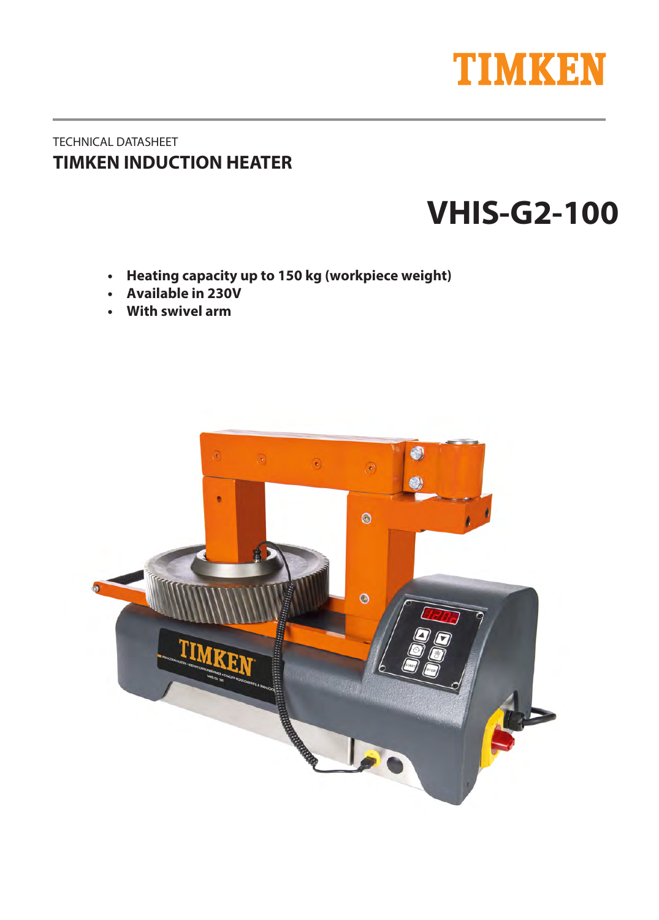TIMKEN

TECHNICAL DATASHEET

# TIMKEN INDUCTION HEATER

# VHIS-G2-100

- **Heating capacity up to 150 kg (workpiece weight)**
- **Available in 230V**
- **With swivel arm**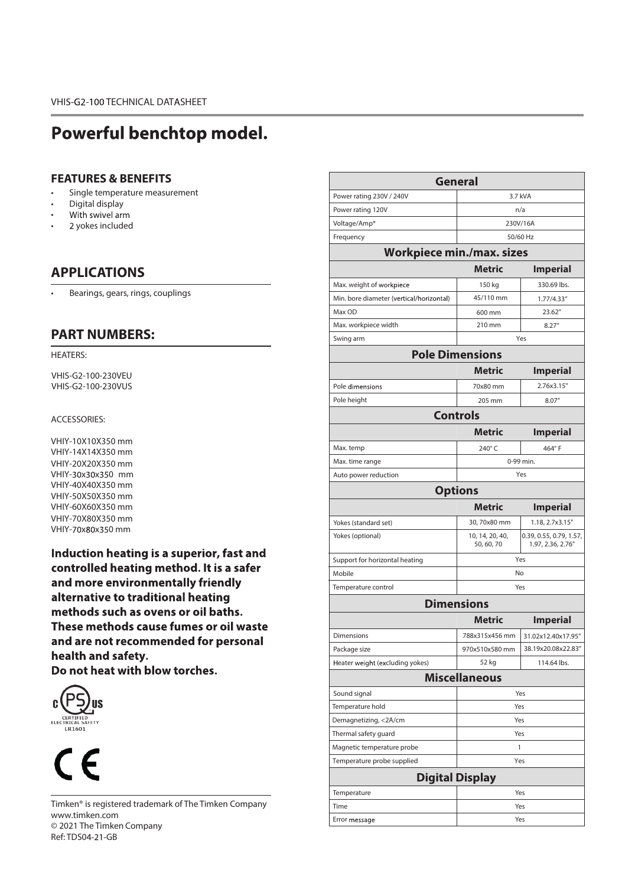VHIS-G2-100 TECHNICAL DATASHEET

# Powerful benchtop model.

## FEATURES & BENEFITS

- Single temperature measurement
- Digital display
- With swivel arm
- 2 yokes included

## APPLICATIONS

- Bearings, gears, rings, couplings

## PART NUMBERS:

HEATERS:

VHIS-G2-100-230VEU
VHIS-G2-100-230VUS

ACCESSORIES:

VHIY-10X10X350 mm
VHIY-14X14X350 mm
VHIY-20X20X350 mm
VHIY-30x30x350 mm
VHIY-40X40X350 mm
VHIY-50X50X350 mm
VHIY-60X60X350 mm
VHIY-70X80X350 mm
VHIY-70x80x350 mm

**Induction heating is a superior, fast and controlled heating method. It is a safer and more environmentally friendly alternative to traditional heating methods such as ovens or oil baths. These methods cause fumes or oil waste and are not recommended for personal health and safety.**
**Do not heat with blow torches.**

CERTIFIED ELECTRICAL SAFETY LR1601

| **General** | | |
|---|---|---|
| Power rating 230V / 240V | 3.7 kVA | |
| Power rating 120V | n/a | |
| Voltage/Amp* | 230V/16A | |
| Frequency | 50/60 Hz | |
| **Workpiece min./max. sizes** | | |
| | **Metric** | **Imperial** |
| Max. weight of workpiece | 150 kg | 330.69 lbs. |
| Min. bore diameter (vertical/horizontal) | 45/110 mm | 1.77/4.33" |
| Max OD | 600 mm | 23.62" |
| Max. workpiece width | 210 mm | 8.27" |
| Swing arm | Yes | |
| **Pole Dimensions** | | |
| | **Metric** | **Imperial** |
| Pole dimensions | 70x80 mm | 2.76x3.15" |
| Pole height | 205 mm | 8.07" |
| **Controls** | | |
| | **Metric** | **Imperial** |
| Max. temp | 240° C | 464° F |
| Max. time range | 0-99 min. | |
| Auto power reduction | Yes | |
| **Options** | | |
| | **Metric** | **Imperial** |
| Yokes (standard set) | 30, 70x80 mm | 1.18, 2.7x3.15" |
| Yokes (optional) | 10, 14, 20, 40, 50, 60, 70 | 0.39, 0.55, 0.79, 1.57, 1.97, 2.36, 2.76" |
| Support for horizontal heating | Yes | |
| Mobile | No | |
| Temperature control | Yes | |
| **Dimensions** | | |
| | **Metric** | **Imperial** |
| Dimensions | 788x315x456 mm | 31.02x12.40x17.95" |
| Package size | 970x510x580 mm | 38.19x20.08x22.83" |
| Heater weight (excluding yokes) | 52 kg | 114.64 lbs. |
| **Miscellaneous** | | |
| Sound signal | Yes | |
| Temperature hold | Yes | |
| Demagnetizing, <2A/cm | Yes | |
| Thermal safety guard | Yes | |
| Magnetic temperature probe | 1 | |
| Temperature probe supplied | Yes | |
| **Digital Display** | | |
| Temperature | Yes | |
| Time | Yes | |
| Error message | Yes | |

Timken® is registered trademark of The Timken Company
www.timken.com
© 2021 The Timken Company
Ref: TDS04-21-GB